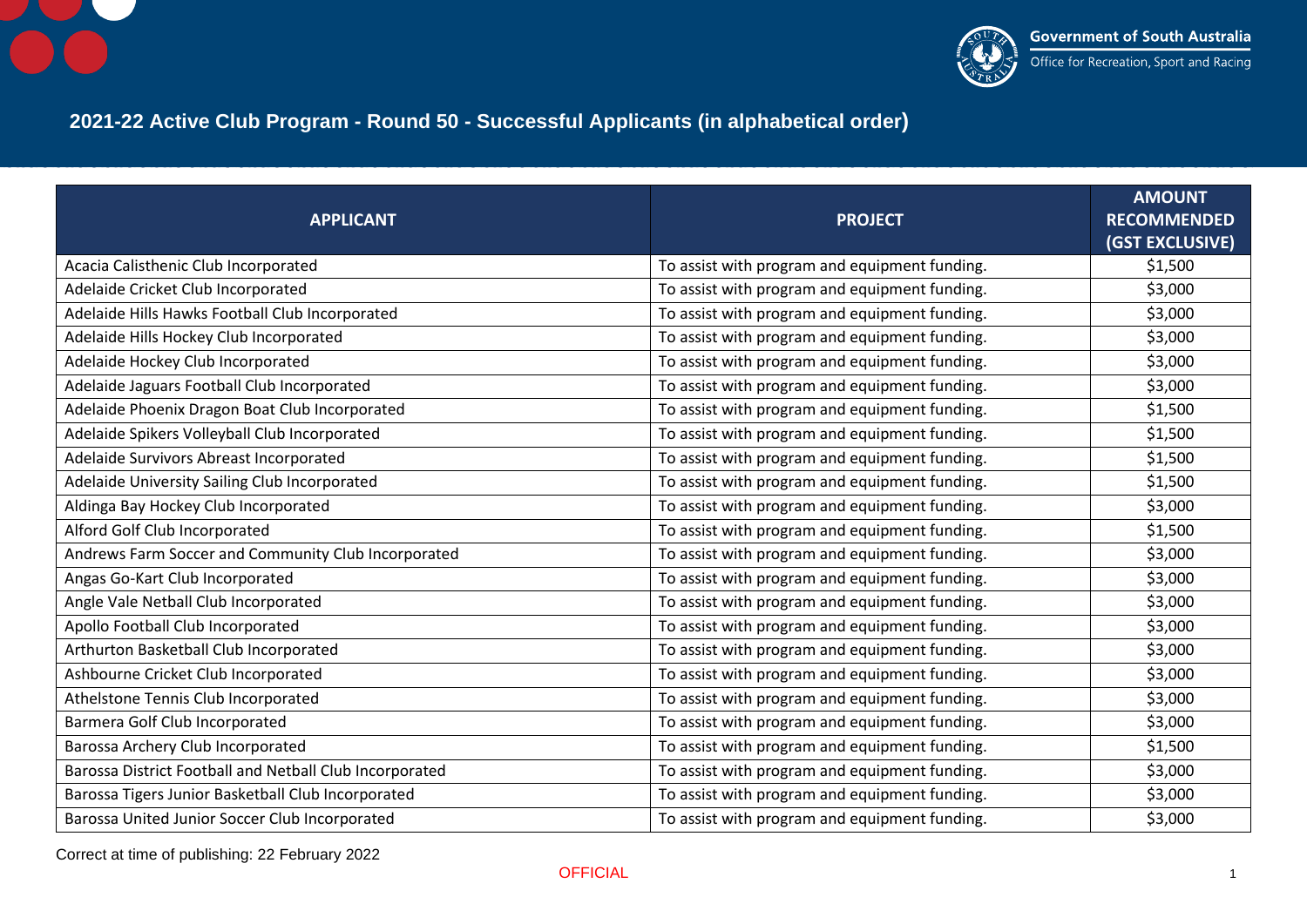# 2021-22 Active Club Program - Round 50 - Successful Applicants (in alphabetical order)

| APPLICANT | PROJECT | AMOUNT RECOMMENDED (GST EXCLUSIVE) |
|---|---|---|
| Acacia Calisthenic Club Incorporated | To assist with program and equipment funding. | $1,500 |
| Adelaide Cricket Club Incorporated | To assist with program and equipment funding. | $3,000 |
| Adelaide Hills Hawks Football Club Incorporated | To assist with program and equipment funding. | $3,000 |
| Adelaide Hills Hockey Club Incorporated | To assist with program and equipment funding. | $3,000 |
| Adelaide Hockey Club Incorporated | To assist with program and equipment funding. | $3,000 |
| Adelaide Jaguars Football Club Incorporated | To assist with program and equipment funding. | $3,000 |
| Adelaide Phoenix Dragon Boat Club Incorporated | To assist with program and equipment funding. | $1,500 |
| Adelaide Spikers Volleyball Club Incorporated | To assist with program and equipment funding. | $1,500 |
| Adelaide Survivors Abreast Incorporated | To assist with program and equipment funding. | $1,500 |
| Adelaide University Sailing Club Incorporated | To assist with program and equipment funding. | $1,500 |
| Aldinga Bay Hockey Club Incorporated | To assist with program and equipment funding. | $3,000 |
| Alford Golf Club Incorporated | To assist with program and equipment funding. | $1,500 |
| Andrews Farm Soccer and Community Club Incorporated | To assist with program and equipment funding. | $3,000 |
| Angas Go-Kart Club Incorporated | To assist with program and equipment funding. | $3,000 |
| Angle Vale Netball Club Incorporated | To assist with program and equipment funding. | $3,000 |
| Apollo Football Club Incorporated | To assist with program and equipment funding. | $3,000 |
| Arthurton Basketball Club Incorporated | To assist with program and equipment funding. | $3,000 |
| Ashbourne Cricket Club Incorporated | To assist with program and equipment funding. | $3,000 |
| Athelstone Tennis Club Incorporated | To assist with program and equipment funding. | $3,000 |
| Barmera Golf Club Incorporated | To assist with program and equipment funding. | $3,000 |
| Barossa Archery Club Incorporated | To assist with program and equipment funding. | $1,500 |
| Barossa District Football and Netball Club Incorporated | To assist with program and equipment funding. | $3,000 |
| Barossa Tigers Junior Basketball Club Incorporated | To assist with program and equipment funding. | $3,000 |
| Barossa United Junior Soccer Club Incorporated | To assist with program and equipment funding. | $3,000 |

Correct at time of publishing: 22 February 2022

OFFICIAL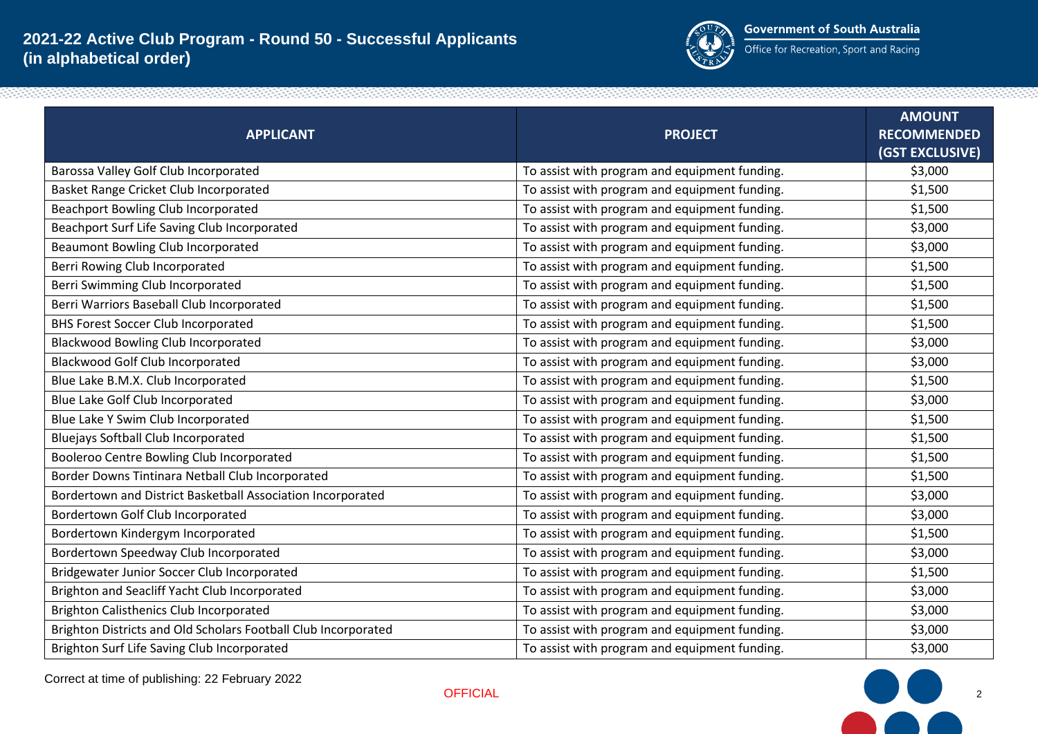# 2021-22 Active Club Program - Round 50 - Successful Applicants (in alphabetical order)

Government of South Australia
Office for Recreation, Sport and Racing

| APPLICANT | PROJECT | AMOUNT RECOMMENDED (GST EXCLUSIVE) |
|---|---|---|
| Barossa Valley Golf Club Incorporated | To assist with program and equipment funding. | $3,000 |
| Basket Range Cricket Club Incorporated | To assist with program and equipment funding. | $1,500 |
| Beachport Bowling Club Incorporated | To assist with program and equipment funding. | $1,500 |
| Beachport Surf Life Saving Club Incorporated | To assist with program and equipment funding. | $3,000 |
| Beaumont Bowling Club Incorporated | To assist with program and equipment funding. | $3,000 |
| Berri Rowing Club Incorporated | To assist with program and equipment funding. | $1,500 |
| Berri Swimming Club Incorporated | To assist with program and equipment funding. | $1,500 |
| Berri Warriors Baseball Club Incorporated | To assist with program and equipment funding. | $1,500 |
| BHS Forest Soccer Club Incorporated | To assist with program and equipment funding. | $1,500 |
| Blackwood Bowling Club Incorporated | To assist with program and equipment funding. | $3,000 |
| Blackwood Golf Club Incorporated | To assist with program and equipment funding. | $3,000 |
| Blue Lake B.M.X. Club Incorporated | To assist with program and equipment funding. | $1,500 |
| Blue Lake Golf Club Incorporated | To assist with program and equipment funding. | $3,000 |
| Blue Lake Y Swim Club Incorporated | To assist with program and equipment funding. | $1,500 |
| Bluejays Softball Club Incorporated | To assist with program and equipment funding. | $1,500 |
| Booleroo Centre Bowling Club Incorporated | To assist with program and equipment funding. | $1,500 |
| Border Downs Tintinara Netball Club Incorporated | To assist with program and equipment funding. | $1,500 |
| Bordertown and District Basketball Association Incorporated | To assist with program and equipment funding. | $3,000 |
| Bordertown Golf Club Incorporated | To assist with program and equipment funding. | $3,000 |
| Bordertown Kindergym Incorporated | To assist with program and equipment funding. | $1,500 |
| Bordertown Speedway Club Incorporated | To assist with program and equipment funding. | $3,000 |
| Bridgewater Junior Soccer Club Incorporated | To assist with program and equipment funding. | $1,500 |
| Brighton and Seacliff Yacht Club Incorporated | To assist with program and equipment funding. | $3,000 |
| Brighton Calisthenics Club Incorporated | To assist with program and equipment funding. | $3,000 |
| Brighton Districts and Old Scholars Football Club Incorporated | To assist with program and equipment funding. | $3,000 |
| Brighton Surf Life Saving Club Incorporated | To assist with program and equipment funding. | $3,000 |

Correct at time of publishing: 22 February 2022

OFFICIAL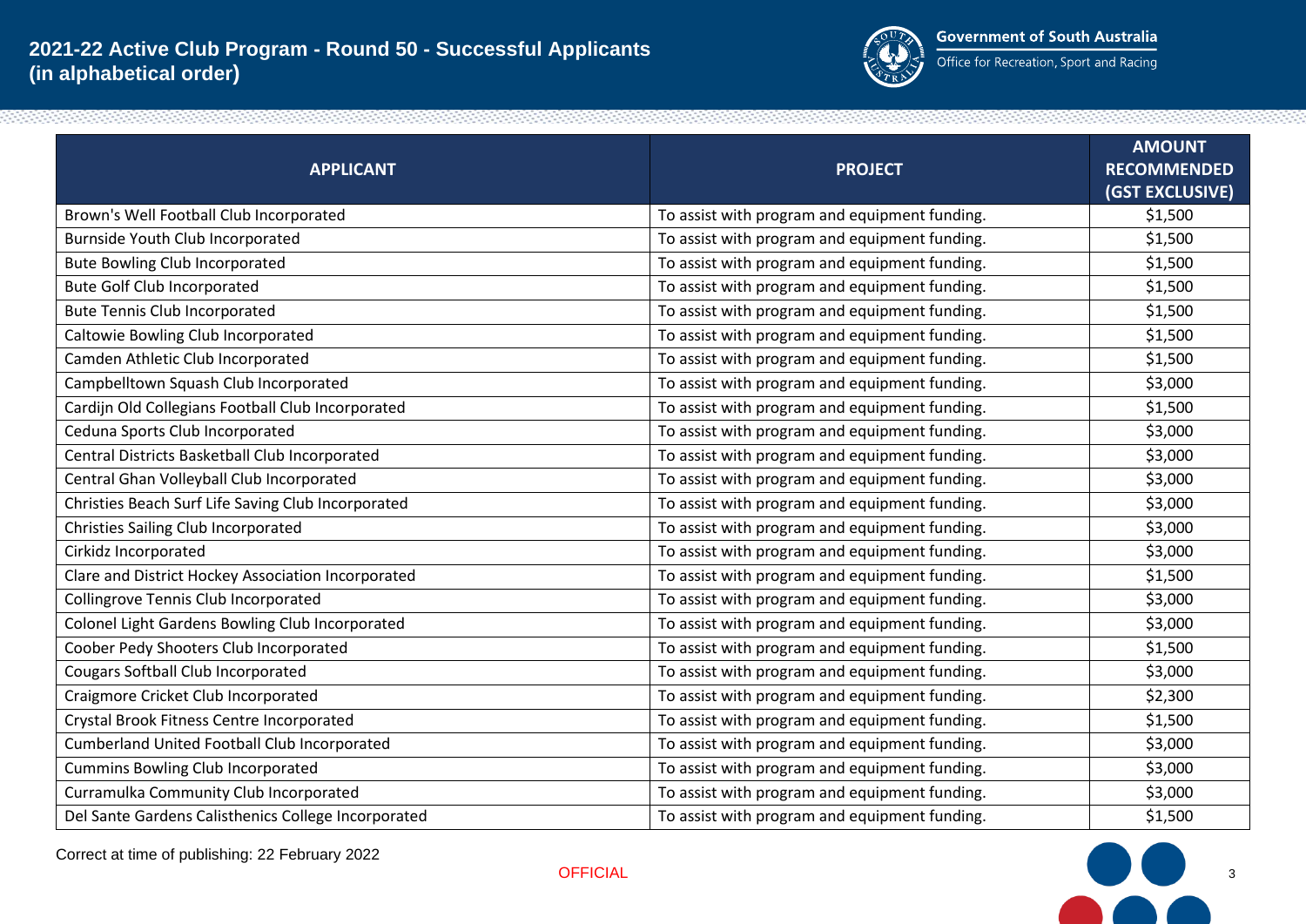## 2021-22 Active Club Program - Round 50 - Successful Applicants (in alphabetical order)

Government of South Australia
Office for Recreation, Sport and Racing

| APPLICANT | PROJECT | AMOUNT RECOMMENDED (GST EXCLUSIVE) |
|---|---|---|
| Brown's Well Football Club Incorporated | To assist with program and equipment funding. | $1,500 |
| Burnside Youth Club Incorporated | To assist with program and equipment funding. | $1,500 |
| Bute Bowling Club Incorporated | To assist with program and equipment funding. | $1,500 |
| Bute Golf Club Incorporated | To assist with program and equipment funding. | $1,500 |
| Bute Tennis Club Incorporated | To assist with program and equipment funding. | $1,500 |
| Caltowie Bowling Club Incorporated | To assist with program and equipment funding. | $1,500 |
| Camden Athletic Club Incorporated | To assist with program and equipment funding. | $1,500 |
| Campbelltown Squash Club Incorporated | To assist with program and equipment funding. | $3,000 |
| Cardijn Old Collegians Football Club Incorporated | To assist with program and equipment funding. | $1,500 |
| Ceduna Sports Club Incorporated | To assist with program and equipment funding. | $3,000 |
| Central Districts Basketball Club Incorporated | To assist with program and equipment funding. | $3,000 |
| Central Ghan Volleyball Club Incorporated | To assist with program and equipment funding. | $3,000 |
| Christies Beach Surf Life Saving Club Incorporated | To assist with program and equipment funding. | $3,000 |
| Christies Sailing Club Incorporated | To assist with program and equipment funding. | $3,000 |
| Cirkidz Incorporated | To assist with program and equipment funding. | $3,000 |
| Clare and District Hockey Association Incorporated | To assist with program and equipment funding. | $1,500 |
| Collingrove Tennis Club Incorporated | To assist with program and equipment funding. | $3,000 |
| Colonel Light Gardens Bowling Club Incorporated | To assist with program and equipment funding. | $3,000 |
| Coober Pedy Shooters Club Incorporated | To assist with program and equipment funding. | $1,500 |
| Cougars Softball Club Incorporated | To assist with program and equipment funding. | $3,000 |
| Craigmore Cricket Club Incorporated | To assist with program and equipment funding. | $2,300 |
| Crystal Brook Fitness Centre Incorporated | To assist with program and equipment funding. | $1,500 |
| Cumberland United Football Club Incorporated | To assist with program and equipment funding. | $3,000 |
| Cummins Bowling Club Incorporated | To assist with program and equipment funding. | $3,000 |
| Curramulka Community Club Incorporated | To assist with program and equipment funding. | $3,000 |
| Del Sante Gardens Calisthenics College Incorporated | To assist with program and equipment funding. | $1,500 |

Correct at time of publishing: 22 February 2022

OFFICIAL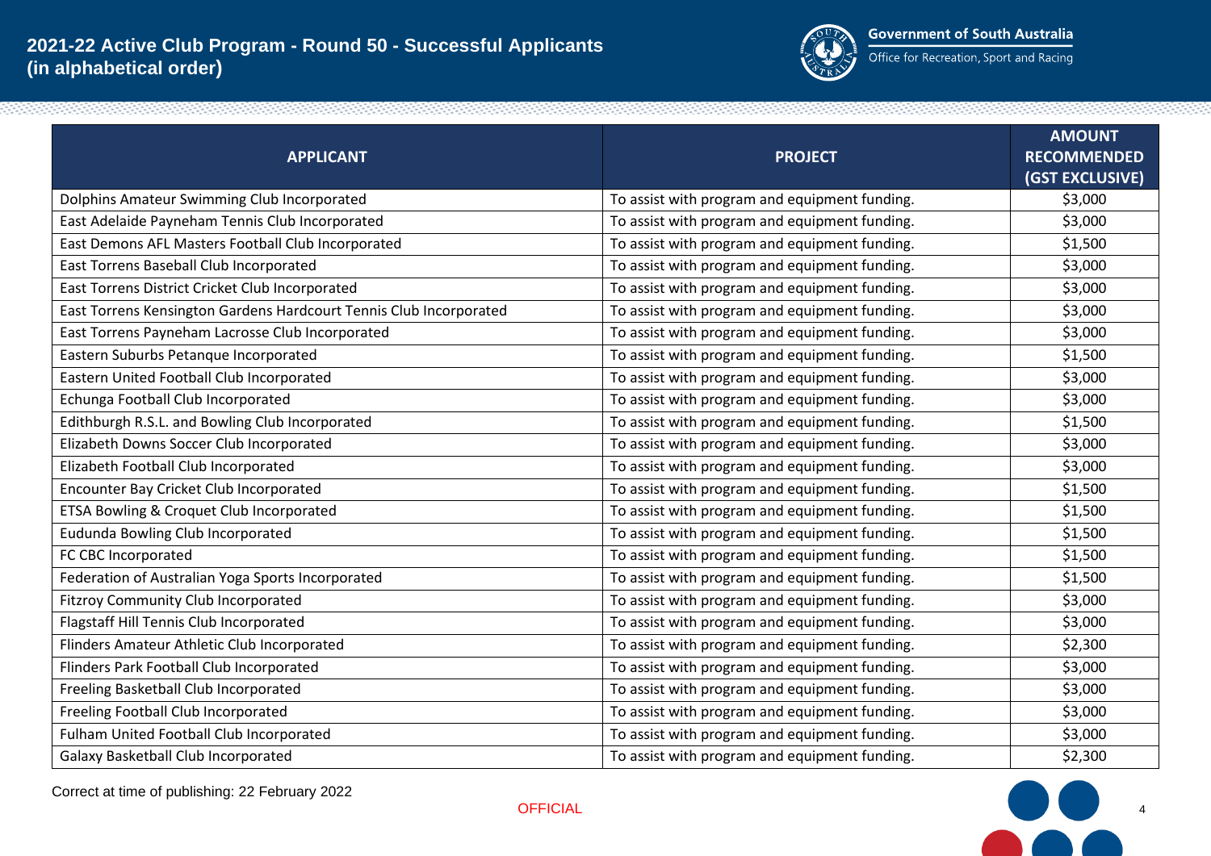# 2021-22 Active Club Program - Round 50 - Successful Applicants (in alphabetical order)

Government of South Australia
Office for Recreation, Sport and Racing

| APPLICANT | PROJECT | AMOUNT RECOMMENDED (GST EXCLUSIVE) |
|---|---|---|
| Dolphins Amateur Swimming Club Incorporated | To assist with program and equipment funding. | $3,000 |
| East Adelaide Payneham Tennis Club Incorporated | To assist with program and equipment funding. | $3,000 |
| East Demons AFL Masters Football Club Incorporated | To assist with program and equipment funding. | $1,500 |
| East Torrens Baseball Club Incorporated | To assist with program and equipment funding. | $3,000 |
| East Torrens District Cricket Club Incorporated | To assist with program and equipment funding. | $3,000 |
| East Torrens Kensington Gardens Hardcourt Tennis Club Incorporated | To assist with program and equipment funding. | $3,000 |
| East Torrens Payneham Lacrosse Club Incorporated | To assist with program and equipment funding. | $3,000 |
| Eastern Suburbs Petanque Incorporated | To assist with program and equipment funding. | $1,500 |
| Eastern United Football Club Incorporated | To assist with program and equipment funding. | $3,000 |
| Echunga Football Club Incorporated | To assist with program and equipment funding. | $3,000 |
| Edithburgh R.S.L. and Bowling Club Incorporated | To assist with program and equipment funding. | $1,500 |
| Elizabeth Downs Soccer Club Incorporated | To assist with program and equipment funding. | $3,000 |
| Elizabeth Football Club Incorporated | To assist with program and equipment funding. | $3,000 |
| Encounter Bay Cricket Club Incorporated | To assist with program and equipment funding. | $1,500 |
| ETSA Bowling & Croquet Club Incorporated | To assist with program and equipment funding. | $1,500 |
| Eudunda Bowling Club Incorporated | To assist with program and equipment funding. | $1,500 |
| FC CBC Incorporated | To assist with program and equipment funding. | $1,500 |
| Federation of Australian Yoga Sports Incorporated | To assist with program and equipment funding. | $1,500 |
| Fitzroy Community Club Incorporated | To assist with program and equipment funding. | $3,000 |
| Flagstaff Hill Tennis Club Incorporated | To assist with program and equipment funding. | $3,000 |
| Flinders Amateur Athletic Club Incorporated | To assist with program and equipment funding. | $2,300 |
| Flinders Park Football Club Incorporated | To assist with program and equipment funding. | $3,000 |
| Freeling Basketball Club Incorporated | To assist with program and equipment funding. | $3,000 |
| Freeling Football Club Incorporated | To assist with program and equipment funding. | $3,000 |
| Fulham United Football Club Incorporated | To assist with program and equipment funding. | $3,000 |
| Galaxy Basketball Club Incorporated | To assist with program and equipment funding. | $2,300 |

Correct at time of publishing: 22 February 2022

OFFICIAL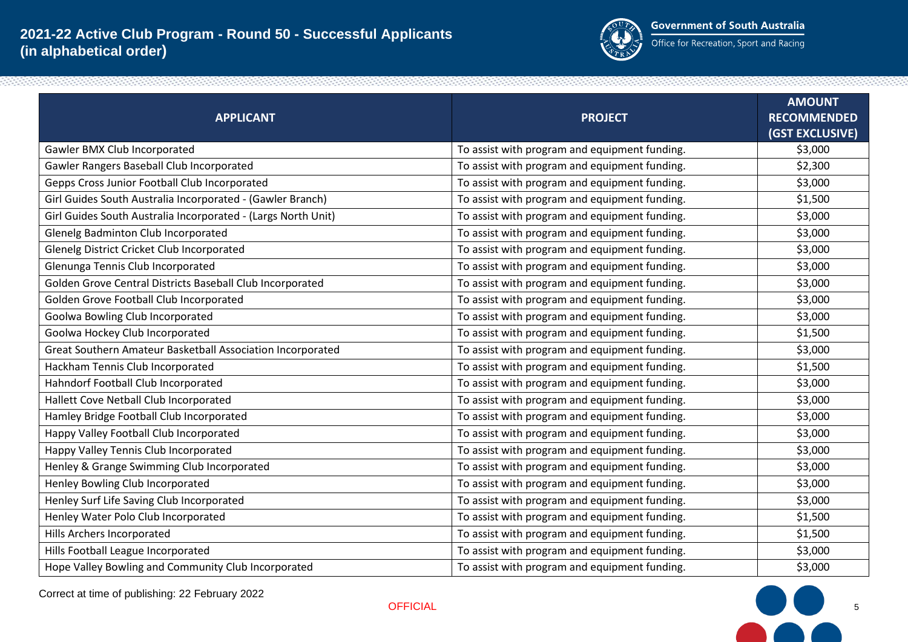# 2021-22 Active Club Program - Round 50 - Successful Applicants (in alphabetical order)

Government of South Australia
Office for Recreation, Sport and Racing

| APPLICANT | PROJECT | AMOUNT RECOMMENDED (GST EXCLUSIVE) |
|---|---|---|
| Gawler BMX Club Incorporated | To assist with program and equipment funding. | $3,000 |
| Gawler Rangers Baseball Club Incorporated | To assist with program and equipment funding. | $2,300 |
| Gepps Cross Junior Football Club Incorporated | To assist with program and equipment funding. | $3,000 |
| Girl Guides South Australia Incorporated - (Gawler Branch) | To assist with program and equipment funding. | $1,500 |
| Girl Guides South Australia Incorporated - (Largs North Unit) | To assist with program and equipment funding. | $3,000 |
| Glenelg Badminton Club Incorporated | To assist with program and equipment funding. | $3,000 |
| Glenelg District Cricket Club Incorporated | To assist with program and equipment funding. | $3,000 |
| Glenunga Tennis Club Incorporated | To assist with program and equipment funding. | $3,000 |
| Golden Grove Central Districts Baseball Club Incorporated | To assist with program and equipment funding. | $3,000 |
| Golden Grove Football Club Incorporated | To assist with program and equipment funding. | $3,000 |
| Goolwa Bowling Club Incorporated | To assist with program and equipment funding. | $3,000 |
| Goolwa Hockey Club Incorporated | To assist with program and equipment funding. | $1,500 |
| Great Southern Amateur Basketball Association Incorporated | To assist with program and equipment funding. | $3,000 |
| Hackham Tennis Club Incorporated | To assist with program and equipment funding. | $1,500 |
| Hahndorf Football Club Incorporated | To assist with program and equipment funding. | $3,000 |
| Hallett Cove Netball Club Incorporated | To assist with program and equipment funding. | $3,000 |
| Hamley Bridge Football Club Incorporated | To assist with program and equipment funding. | $3,000 |
| Happy Valley Football Club Incorporated | To assist with program and equipment funding. | $3,000 |
| Happy Valley Tennis Club Incorporated | To assist with program and equipment funding. | $3,000 |
| Henley & Grange Swimming Club Incorporated | To assist with program and equipment funding. | $3,000 |
| Henley Bowling Club Incorporated | To assist with program and equipment funding. | $3,000 |
| Henley Surf Life Saving Club Incorporated | To assist with program and equipment funding. | $3,000 |
| Henley Water Polo Club Incorporated | To assist with program and equipment funding. | $1,500 |
| Hills Archers Incorporated | To assist with program and equipment funding. | $1,500 |
| Hills Football League Incorporated | To assist with program and equipment funding. | $3,000 |
| Hope Valley Bowling and Community Club Incorporated | To assist with program and equipment funding. | $3,000 |

Correct at time of publishing: 22 February 2022

OFFICIAL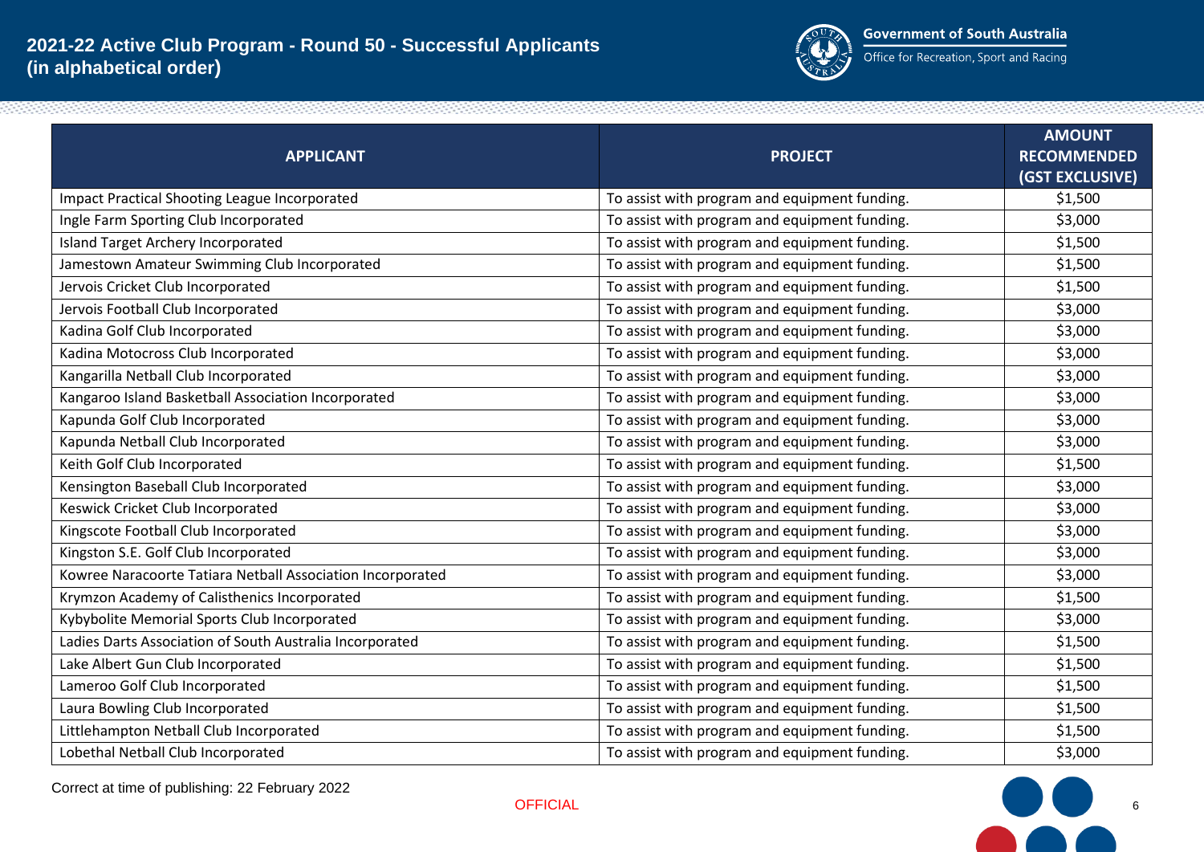# 2021-22 Active Club Program - Round 50 - Successful Applicants (in alphabetical order)

Government of South Australia
Office for Recreation, Sport and Racing

| APPLICANT | PROJECT | AMOUNT RECOMMENDED (GST EXCLUSIVE) |
|---|---|---|
| Impact Practical Shooting League Incorporated | To assist with program and equipment funding. | $1,500 |
| Ingle Farm Sporting Club Incorporated | To assist with program and equipment funding. | $3,000 |
| Island Target Archery Incorporated | To assist with program and equipment funding. | $1,500 |
| Jamestown Amateur Swimming Club Incorporated | To assist with program and equipment funding. | $1,500 |
| Jervois Cricket Club Incorporated | To assist with program and equipment funding. | $1,500 |
| Jervois Football Club Incorporated | To assist with program and equipment funding. | $3,000 |
| Kadina Golf Club Incorporated | To assist with program and equipment funding. | $3,000 |
| Kadina Motocross Club Incorporated | To assist with program and equipment funding. | $3,000 |
| Kangarilla Netball Club Incorporated | To assist with program and equipment funding. | $3,000 |
| Kangaroo Island Basketball Association Incorporated | To assist with program and equipment funding. | $3,000 |
| Kapunda Golf Club Incorporated | To assist with program and equipment funding. | $3,000 |
| Kapunda Netball Club Incorporated | To assist with program and equipment funding. | $3,000 |
| Keith Golf Club Incorporated | To assist with program and equipment funding. | $1,500 |
| Kensington Baseball Club Incorporated | To assist with program and equipment funding. | $3,000 |
| Keswick Cricket Club Incorporated | To assist with program and equipment funding. | $3,000 |
| Kingscote Football Club Incorporated | To assist with program and equipment funding. | $3,000 |
| Kingston S.E. Golf Club Incorporated | To assist with program and equipment funding. | $3,000 |
| Kowree Naracoorte Tatiara Netball Association Incorporated | To assist with program and equipment funding. | $3,000 |
| Krymzon Academy of Calisthenics Incorporated | To assist with program and equipment funding. | $1,500 |
| Kybybolite Memorial Sports Club Incorporated | To assist with program and equipment funding. | $3,000 |
| Ladies Darts Association of South Australia Incorporated | To assist with program and equipment funding. | $1,500 |
| Lake Albert Gun Club Incorporated | To assist with program and equipment funding. | $1,500 |
| Lameroo Golf Club Incorporated | To assist with program and equipment funding. | $1,500 |
| Laura Bowling Club Incorporated | To assist with program and equipment funding. | $1,500 |
| Littlehampton Netball Club Incorporated | To assist with program and equipment funding. | $1,500 |
| Lobethal Netball Club Incorporated | To assist with program and equipment funding. | $3,000 |

Correct at time of publishing: 22 February 2022

OFFICIAL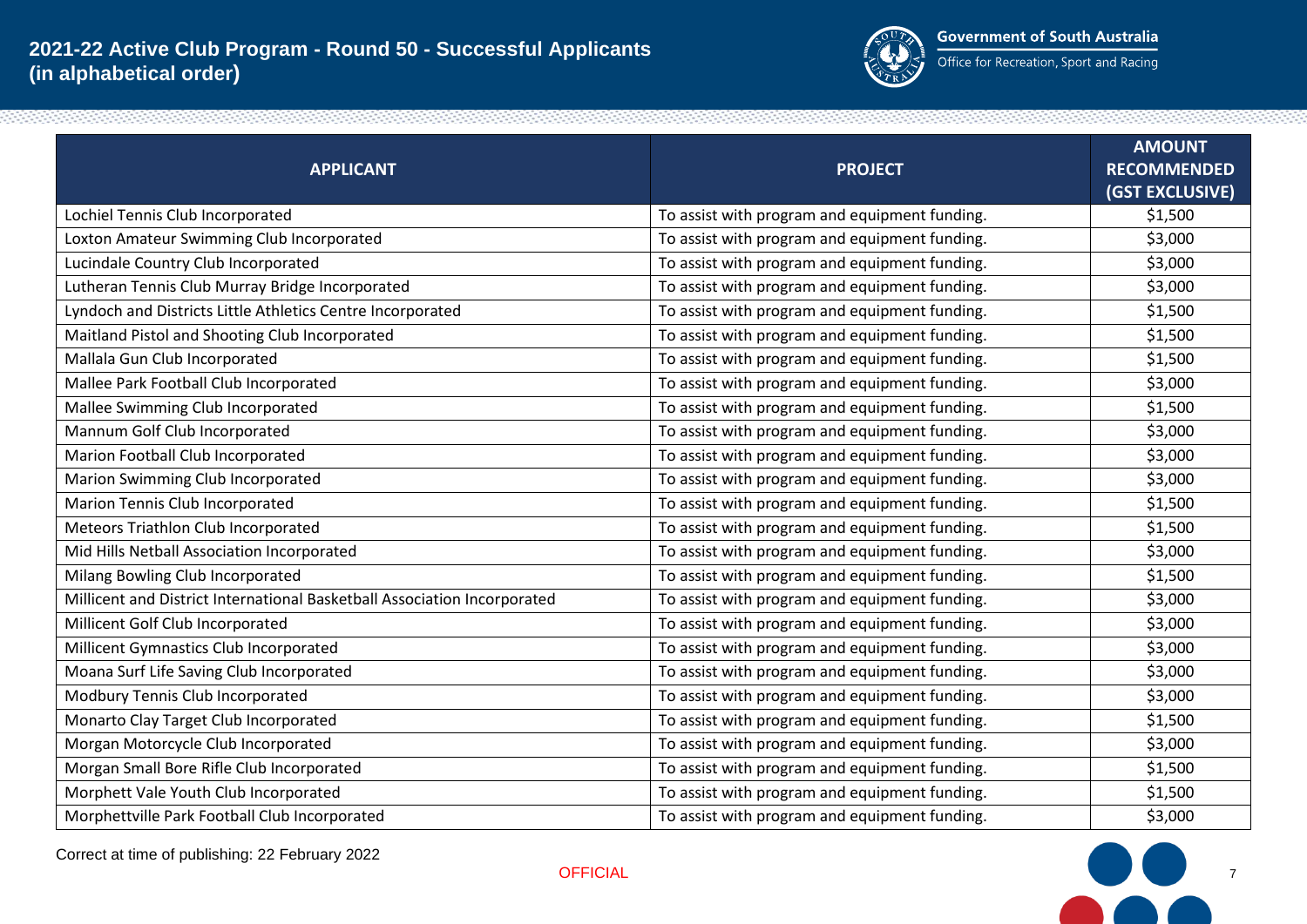# 2021-22 Active Club Program - Round 50 - Successful Applicants (in alphabetical order)

| APPLICANT | PROJECT | AMOUNT RECOMMENDED (GST EXCLUSIVE) |
|---|---|---|
| Lochiel Tennis Club Incorporated | To assist with program and equipment funding. | $1,500 |
| Loxton Amateur Swimming Club Incorporated | To assist with program and equipment funding. | $3,000 |
| Lucindale Country Club Incorporated | To assist with program and equipment funding. | $3,000 |
| Lutheran Tennis Club Murray Bridge Incorporated | To assist with program and equipment funding. | $3,000 |
| Lyndoch and Districts Little Athletics Centre Incorporated | To assist with program and equipment funding. | $1,500 |
| Maitland Pistol and Shooting Club Incorporated | To assist with program and equipment funding. | $1,500 |
| Mallala Gun Club Incorporated | To assist with program and equipment funding. | $1,500 |
| Mallee Park Football Club Incorporated | To assist with program and equipment funding. | $3,000 |
| Mallee Swimming Club Incorporated | To assist with program and equipment funding. | $1,500 |
| Mannum Golf Club Incorporated | To assist with program and equipment funding. | $3,000 |
| Marion Football Club Incorporated | To assist with program and equipment funding. | $3,000 |
| Marion Swimming Club Incorporated | To assist with program and equipment funding. | $3,000 |
| Marion Tennis Club Incorporated | To assist with program and equipment funding. | $1,500 |
| Meteors Triathlon Club Incorporated | To assist with program and equipment funding. | $1,500 |
| Mid Hills Netball Association Incorporated | To assist with program and equipment funding. | $3,000 |
| Milang Bowling Club Incorporated | To assist with program and equipment funding. | $1,500 |
| Millicent and District International Basketball Association Incorporated | To assist with program and equipment funding. | $3,000 |
| Millicent Golf Club Incorporated | To assist with program and equipment funding. | $3,000 |
| Millicent Gymnastics Club Incorporated | To assist with program and equipment funding. | $3,000 |
| Moana Surf Life Saving Club Incorporated | To assist with program and equipment funding. | $3,000 |
| Modbury Tennis Club Incorporated | To assist with program and equipment funding. | $3,000 |
| Monarto Clay Target Club Incorporated | To assist with program and equipment funding. | $1,500 |
| Morgan Motorcycle Club Incorporated | To assist with program and equipment funding. | $3,000 |
| Morgan Small Bore Rifle Club Incorporated | To assist with program and equipment funding. | $1,500 |
| Morphett Vale Youth Club Incorporated | To assist with program and equipment funding. | $1,500 |
| Morphettville Park Football Club Incorporated | To assist with program and equipment funding. | $3,000 |

Correct at time of publishing: 22 February 2022

OFFICIAL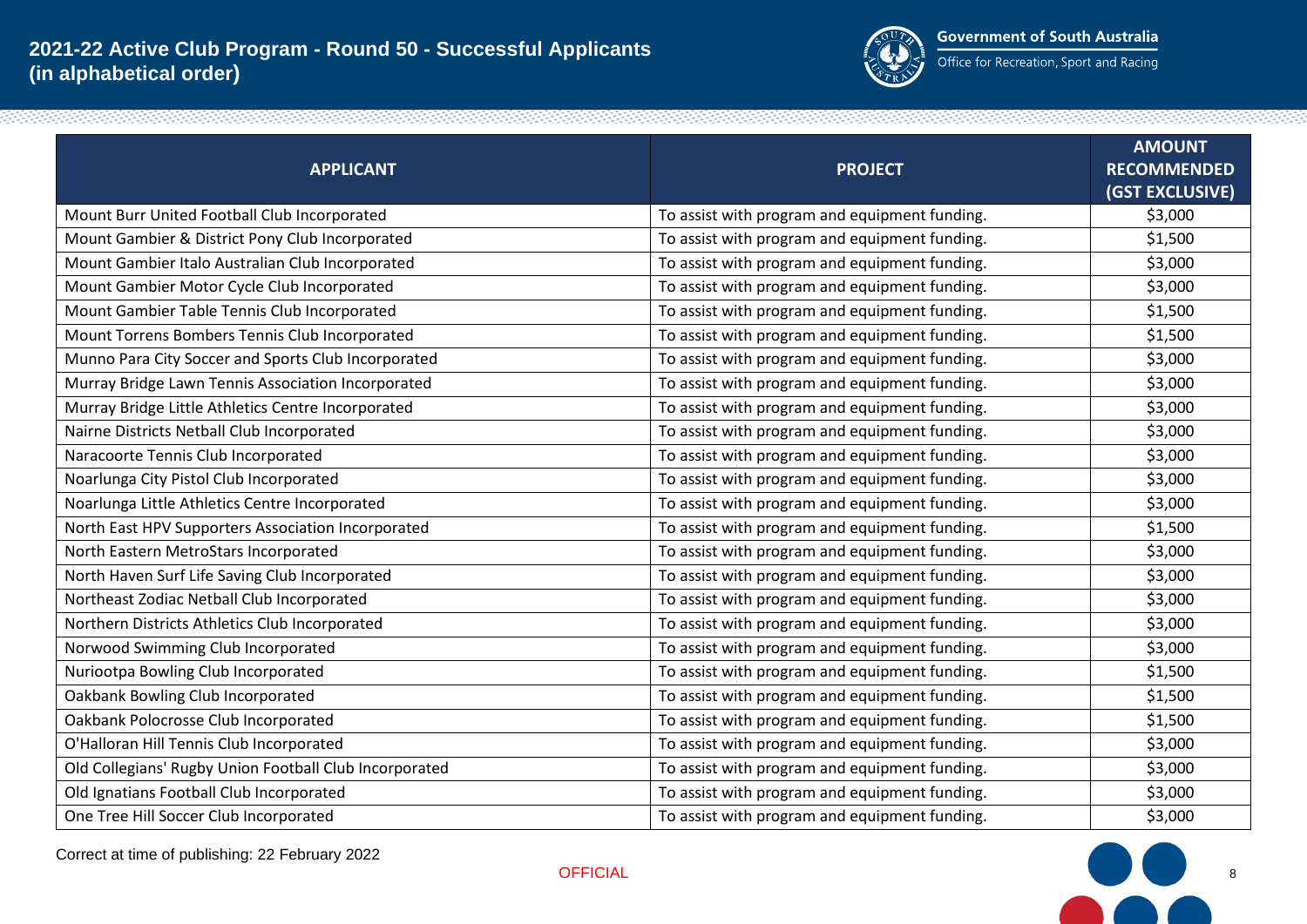# 2021-22 Active Club Program - Round 50 - Successful Applicants (in alphabetical order)

| APPLICANT | PROJECT | AMOUNT RECOMMENDED (GST EXCLUSIVE) |
|---|---|---|
| Mount Burr United Football Club Incorporated | To assist with program and equipment funding. | $3,000 |
| Mount Gambier & District Pony Club Incorporated | To assist with program and equipment funding. | $1,500 |
| Mount Gambier Italo Australian Club Incorporated | To assist with program and equipment funding. | $3,000 |
| Mount Gambier Motor Cycle Club Incorporated | To assist with program and equipment funding. | $3,000 |
| Mount Gambier Table Tennis Club Incorporated | To assist with program and equipment funding. | $1,500 |
| Mount Torrens Bombers Tennis Club Incorporated | To assist with program and equipment funding. | $1,500 |
| Munno Para City Soccer and Sports Club Incorporated | To assist with program and equipment funding. | $3,000 |
| Murray Bridge Lawn Tennis Association Incorporated | To assist with program and equipment funding. | $3,000 |
| Murray Bridge Little Athletics Centre Incorporated | To assist with program and equipment funding. | $3,000 |
| Nairne Districts Netball Club Incorporated | To assist with program and equipment funding. | $3,000 |
| Naracoorte Tennis Club Incorporated | To assist with program and equipment funding. | $3,000 |
| Noarlunga City Pistol Club Incorporated | To assist with program and equipment funding. | $3,000 |
| Noarlunga Little Athletics Centre Incorporated | To assist with program and equipment funding. | $3,000 |
| North East HPV Supporters Association Incorporated | To assist with program and equipment funding. | $1,500 |
| North Eastern MetroStars Incorporated | To assist with program and equipment funding. | $3,000 |
| North Haven Surf Life Saving Club Incorporated | To assist with program and equipment funding. | $3,000 |
| Northeast Zodiac Netball Club Incorporated | To assist with program and equipment funding. | $3,000 |
| Northern Districts Athletics Club Incorporated | To assist with program and equipment funding. | $3,000 |
| Norwood Swimming Club Incorporated | To assist with program and equipment funding. | $3,000 |
| Nuriootpa Bowling Club Incorporated | To assist with program and equipment funding. | $1,500 |
| Oakbank Bowling Club Incorporated | To assist with program and equipment funding. | $1,500 |
| Oakbank Polocrosse Club Incorporated | To assist with program and equipment funding. | $1,500 |
| O'Halloran Hill Tennis Club Incorporated | To assist with program and equipment funding. | $3,000 |
| Old Collegians' Rugby Union Football Club Incorporated | To assist with program and equipment funding. | $3,000 |
| Old Ignatians Football Club Incorporated | To assist with program and equipment funding. | $3,000 |
| One Tree Hill Soccer Club Incorporated | To assist with program and equipment funding. | $3,000 |

Correct at time of publishing: 22 February 2022

OFFICIAL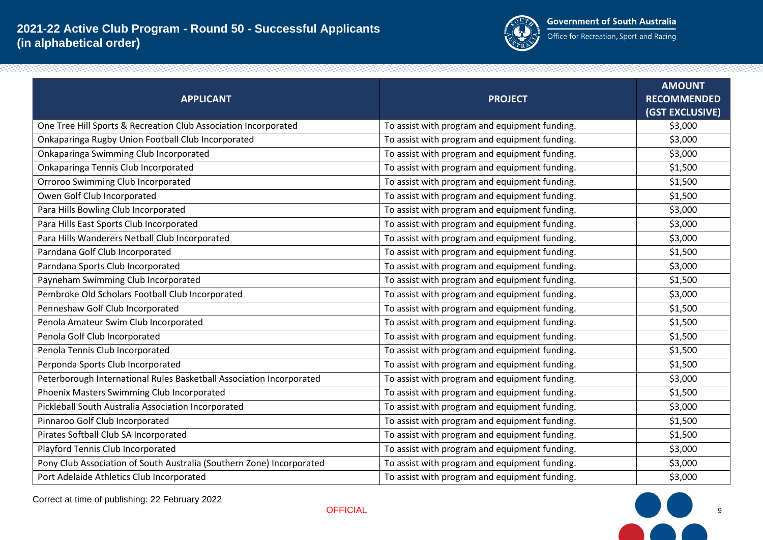## 2021-22 Active Club Program - Round 50 - Successful Applicants (in alphabetical order)

| APPLICANT | PROJECT | AMOUNT RECOMMENDED (GST EXCLUSIVE) |
|---|---|---|
| One Tree Hill Sports & Recreation Club Association Incorporated | To assist with program and equipment funding. | $3,000 |
| Onkaparinga Rugby Union Football Club Incorporated | To assist with program and equipment funding. | $3,000 |
| Onkaparinga Swimming Club Incorporated | To assist with program and equipment funding. | $3,000 |
| Onkaparinga Tennis Club Incorporated | To assist with program and equipment funding. | $1,500 |
| Orroroo Swimming Club Incorporated | To assist with program and equipment funding. | $1,500 |
| Owen Golf Club Incorporated | To assist with program and equipment funding. | $1,500 |
| Para Hills Bowling Club Incorporated | To assist with program and equipment funding. | $3,000 |
| Para Hills East Sports Club Incorporated | To assist with program and equipment funding. | $3,000 |
| Para Hills Wanderers Netball Club Incorporated | To assist with program and equipment funding. | $3,000 |
| Parndana Golf Club Incorporated | To assist with program and equipment funding. | $1,500 |
| Parndana Sports Club Incorporated | To assist with program and equipment funding. | $3,000 |
| Payneham Swimming Club Incorporated | To assist with program and equipment funding. | $1,500 |
| Pembroke Old Scholars Football Club Incorporated | To assist with program and equipment funding. | $3,000 |
| Penneshaw Golf Club Incorporated | To assist with program and equipment funding. | $1,500 |
| Penola Amateur Swim Club Incorporated | To assist with program and equipment funding. | $1,500 |
| Penola Golf Club Incorporated | To assist with program and equipment funding. | $1,500 |
| Penola Tennis Club Incorporated | To assist with program and equipment funding. | $1,500 |
| Perponda Sports Club Incorporated | To assist with program and equipment funding. | $1,500 |
| Peterborough International Rules Basketball Association Incorporated | To assist with program and equipment funding. | $3,000 |
| Phoenix Masters Swimming Club Incorporated | To assist with program and equipment funding. | $1,500 |
| Pickleball South Australia Association Incorporated | To assist with program and equipment funding. | $3,000 |
| Pinnaroo Golf Club Incorporated | To assist with program and equipment funding. | $1,500 |
| Pirates Softball Club SA Incorporated | To assist with program and equipment funding. | $1,500 |
| Playford Tennis Club Incorporated | To assist with program and equipment funding. | $3,000 |
| Pony Club Association of South Australia (Southern Zone) Incorporated | To assist with program and equipment funding. | $3,000 |
| Port Adelaide Athletics Club Incorporated | To assist with program and equipment funding. | $3,000 |

Correct at time of publishing: 22 February 2022

OFFICIAL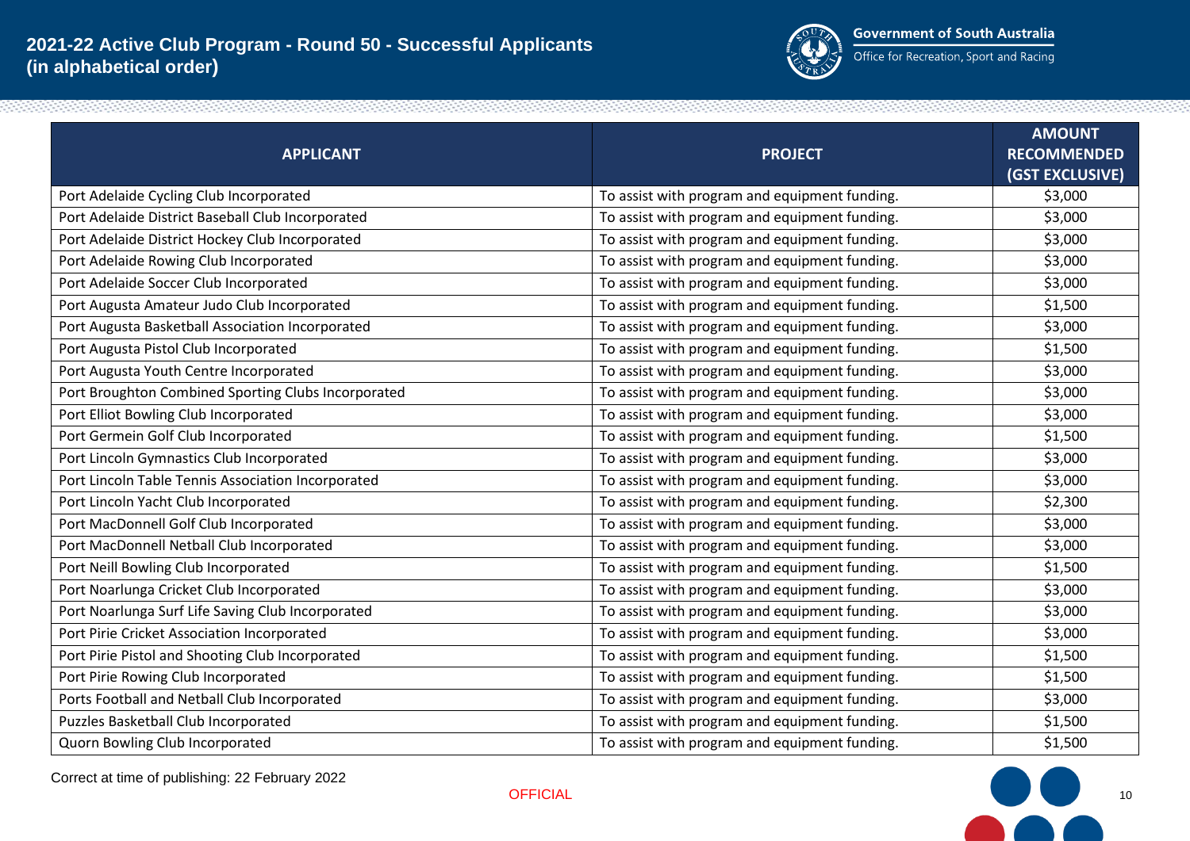# 2021-22 Active Club Program - Round 50 - Successful Applicants (in alphabetical order)

| APPLICANT | PROJECT | AMOUNT RECOMMENDED (GST EXCLUSIVE) |
|---|---|---|
| Port Adelaide Cycling Club Incorporated | To assist with program and equipment funding. | $3,000 |
| Port Adelaide District Baseball Club Incorporated | To assist with program and equipment funding. | $3,000 |
| Port Adelaide District Hockey Club Incorporated | To assist with program and equipment funding. | $3,000 |
| Port Adelaide Rowing Club Incorporated | To assist with program and equipment funding. | $3,000 |
| Port Adelaide Soccer Club Incorporated | To assist with program and equipment funding. | $3,000 |
| Port Augusta Amateur Judo Club Incorporated | To assist with program and equipment funding. | $1,500 |
| Port Augusta Basketball Association Incorporated | To assist with program and equipment funding. | $3,000 |
| Port Augusta Pistol Club Incorporated | To assist with program and equipment funding. | $1,500 |
| Port Augusta Youth Centre Incorporated | To assist with program and equipment funding. | $3,000 |
| Port Broughton Combined Sporting Clubs Incorporated | To assist with program and equipment funding. | $3,000 |
| Port Elliot Bowling Club Incorporated | To assist with program and equipment funding. | $3,000 |
| Port Germein Golf Club Incorporated | To assist with program and equipment funding. | $1,500 |
| Port Lincoln Gymnastics Club Incorporated | To assist with program and equipment funding. | $3,000 |
| Port Lincoln Table Tennis Association Incorporated | To assist with program and equipment funding. | $3,000 |
| Port Lincoln Yacht Club Incorporated | To assist with program and equipment funding. | $2,300 |
| Port MacDonnell Golf Club Incorporated | To assist with program and equipment funding. | $3,000 |
| Port MacDonnell Netball Club Incorporated | To assist with program and equipment funding. | $3,000 |
| Port Neill Bowling Club Incorporated | To assist with program and equipment funding. | $1,500 |
| Port Noarlunga Cricket Club Incorporated | To assist with program and equipment funding. | $3,000 |
| Port Noarlunga Surf Life Saving Club Incorporated | To assist with program and equipment funding. | $3,000 |
| Port Pirie Cricket Association Incorporated | To assist with program and equipment funding. | $3,000 |
| Port Pirie Pistol and Shooting Club Incorporated | To assist with program and equipment funding. | $1,500 |
| Port Pirie Rowing Club Incorporated | To assist with program and equipment funding. | $1,500 |
| Ports Football and Netball Club Incorporated | To assist with program and equipment funding. | $3,000 |
| Puzzles Basketball Club Incorporated | To assist with program and equipment funding. | $1,500 |
| Quorn Bowling Club Incorporated | To assist with program and equipment funding. | $1,500 |

Correct at time of publishing: 22 February 2022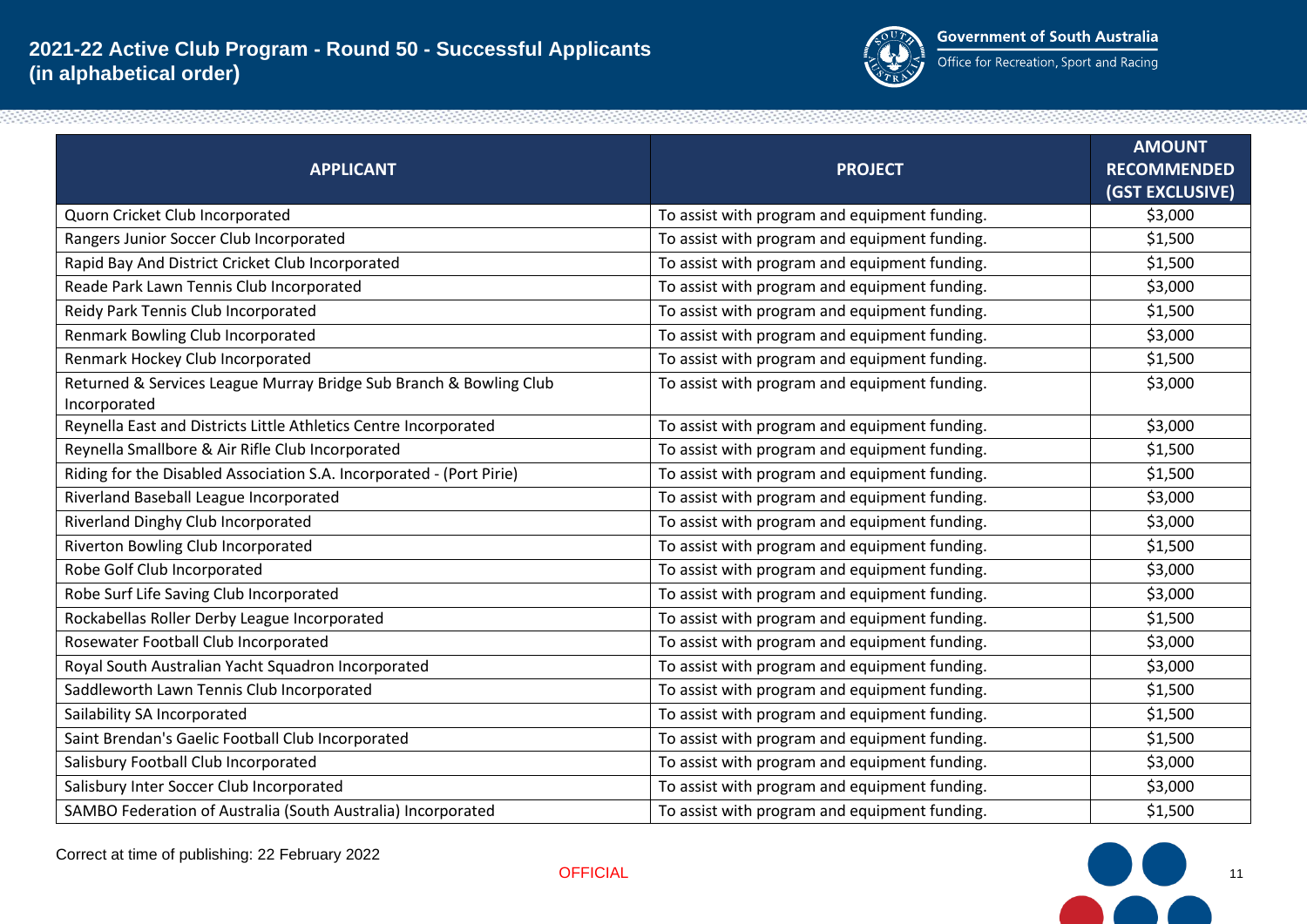# 2021-22 Active Club Program - Round 50 - Successful Applicants (in alphabetical order)

Government of South Australia
Office for Recreation, Sport and Racing

| APPLICANT | PROJECT | AMOUNT RECOMMENDED (GST EXCLUSIVE) |
|---|---|---|
| Quorn Cricket Club Incorporated | To assist with program and equipment funding. | $3,000 |
| Rangers Junior Soccer Club Incorporated | To assist with program and equipment funding. | $1,500 |
| Rapid Bay And District Cricket Club Incorporated | To assist with program and equipment funding. | $1,500 |
| Reade Park Lawn Tennis Club Incorporated | To assist with program and equipment funding. | $3,000 |
| Reidy Park Tennis Club Incorporated | To assist with program and equipment funding. | $1,500 |
| Renmark Bowling Club Incorporated | To assist with program and equipment funding. | $3,000 |
| Renmark Hockey Club Incorporated | To assist with program and equipment funding. | $1,500 |
| Returned & Services League Murray Bridge Sub Branch & Bowling Club Incorporated | To assist with program and equipment funding. | $3,000 |
| Reynella East and Districts Little Athletics Centre Incorporated | To assist with program and equipment funding. | $3,000 |
| Reynella Smallbore & Air Rifle Club Incorporated | To assist with program and equipment funding. | $1,500 |
| Riding for the Disabled Association S.A. Incorporated - (Port Pirie) | To assist with program and equipment funding. | $1,500 |
| Riverland Baseball League Incorporated | To assist with program and equipment funding. | $3,000 |
| Riverland Dinghy Club Incorporated | To assist with program and equipment funding. | $3,000 |
| Riverton Bowling Club Incorporated | To assist with program and equipment funding. | $1,500 |
| Robe Golf Club Incorporated | To assist with program and equipment funding. | $3,000 |
| Robe Surf Life Saving Club Incorporated | To assist with program and equipment funding. | $3,000 |
| Rockabellas Roller Derby League Incorporated | To assist with program and equipment funding. | $1,500 |
| Rosewater Football Club Incorporated | To assist with program and equipment funding. | $3,000 |
| Royal South Australian Yacht Squadron Incorporated | To assist with program and equipment funding. | $3,000 |
| Saddleworth Lawn Tennis Club Incorporated | To assist with program and equipment funding. | $1,500 |
| Sailability SA Incorporated | To assist with program and equipment funding. | $1,500 |
| Saint Brendan's Gaelic Football Club Incorporated | To assist with program and equipment funding. | $1,500 |
| Salisbury Football Club Incorporated | To assist with program and equipment funding. | $3,000 |
| Salisbury Inter Soccer Club Incorporated | To assist with program and equipment funding. | $3,000 |
| SAMBO Federation of Australia (South Australia) Incorporated | To assist with program and equipment funding. | $1,500 |

Correct at time of publishing: 22 February 2022

OFFICIAL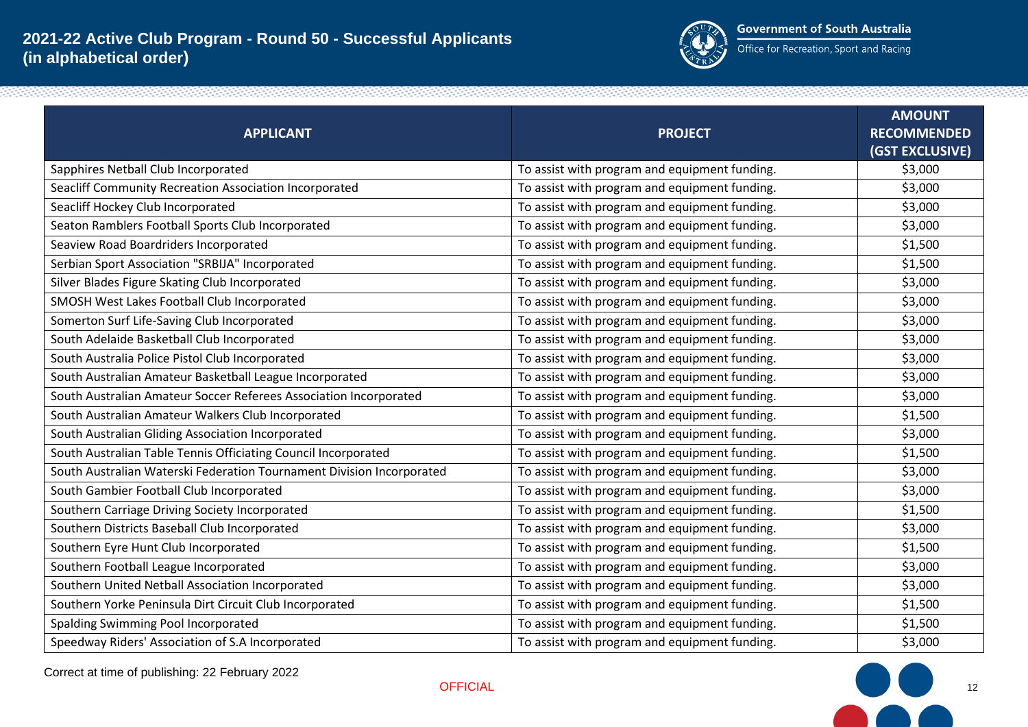# 2021-22 Active Club Program - Round 50 - Successful Applicants (in alphabetical order)

Government of South Australia
Office for Recreation, Sport and Racing

| APPLICANT | PROJECT | AMOUNT RECOMMENDED (GST EXCLUSIVE) |
|---|---|---|
| Sapphires Netball Club Incorporated | To assist with program and equipment funding. | $3,000 |
| Seacliff Community Recreation Association Incorporated | To assist with program and equipment funding. | $3,000 |
| Seacliff Hockey Club Incorporated | To assist with program and equipment funding. | $3,000 |
| Seaton Ramblers Football Sports Club Incorporated | To assist with program and equipment funding. | $3,000 |
| Seaview Road Boardriders Incorporated | To assist with program and equipment funding. | $1,500 |
| Serbian Sport Association "SRBIJA" Incorporated | To assist with program and equipment funding. | $1,500 |
| Silver Blades Figure Skating Club Incorporated | To assist with program and equipment funding. | $3,000 |
| SMOSH West Lakes Football Club Incorporated | To assist with program and equipment funding. | $3,000 |
| Somerton Surf Life-Saving Club Incorporated | To assist with program and equipment funding. | $3,000 |
| South Adelaide Basketball Club Incorporated | To assist with program and equipment funding. | $3,000 |
| South Australia Police Pistol Club Incorporated | To assist with program and equipment funding. | $3,000 |
| South Australian Amateur Basketball League Incorporated | To assist with program and equipment funding. | $3,000 |
| South Australian Amateur Soccer Referees Association Incorporated | To assist with program and equipment funding. | $3,000 |
| South Australian Amateur Walkers Club Incorporated | To assist with program and equipment funding. | $1,500 |
| South Australian Gliding Association Incorporated | To assist with program and equipment funding. | $3,000 |
| South Australian Table Tennis Officiating Council Incorporated | To assist with program and equipment funding. | $1,500 |
| South Australian Waterski Federation Tournament Division Incorporated | To assist with program and equipment funding. | $3,000 |
| South Gambier Football Club Incorporated | To assist with program and equipment funding. | $3,000 |
| Southern Carriage Driving Society Incorporated | To assist with program and equipment funding. | $1,500 |
| Southern Districts Baseball Club Incorporated | To assist with program and equipment funding. | $3,000 |
| Southern Eyre Hunt Club Incorporated | To assist with program and equipment funding. | $1,500 |
| Southern Football League Incorporated | To assist with program and equipment funding. | $3,000 |
| Southern United Netball Association Incorporated | To assist with program and equipment funding. | $3,000 |
| Southern Yorke Peninsula Dirt Circuit Club Incorporated | To assist with program and equipment funding. | $1,500 |
| Spalding Swimming Pool Incorporated | To assist with program and equipment funding. | $1,500 |
| Speedway Riders' Association of S.A Incorporated | To assist with program and equipment funding. | $3,000 |

Correct at time of publishing: 22 February 2022

OFFICIAL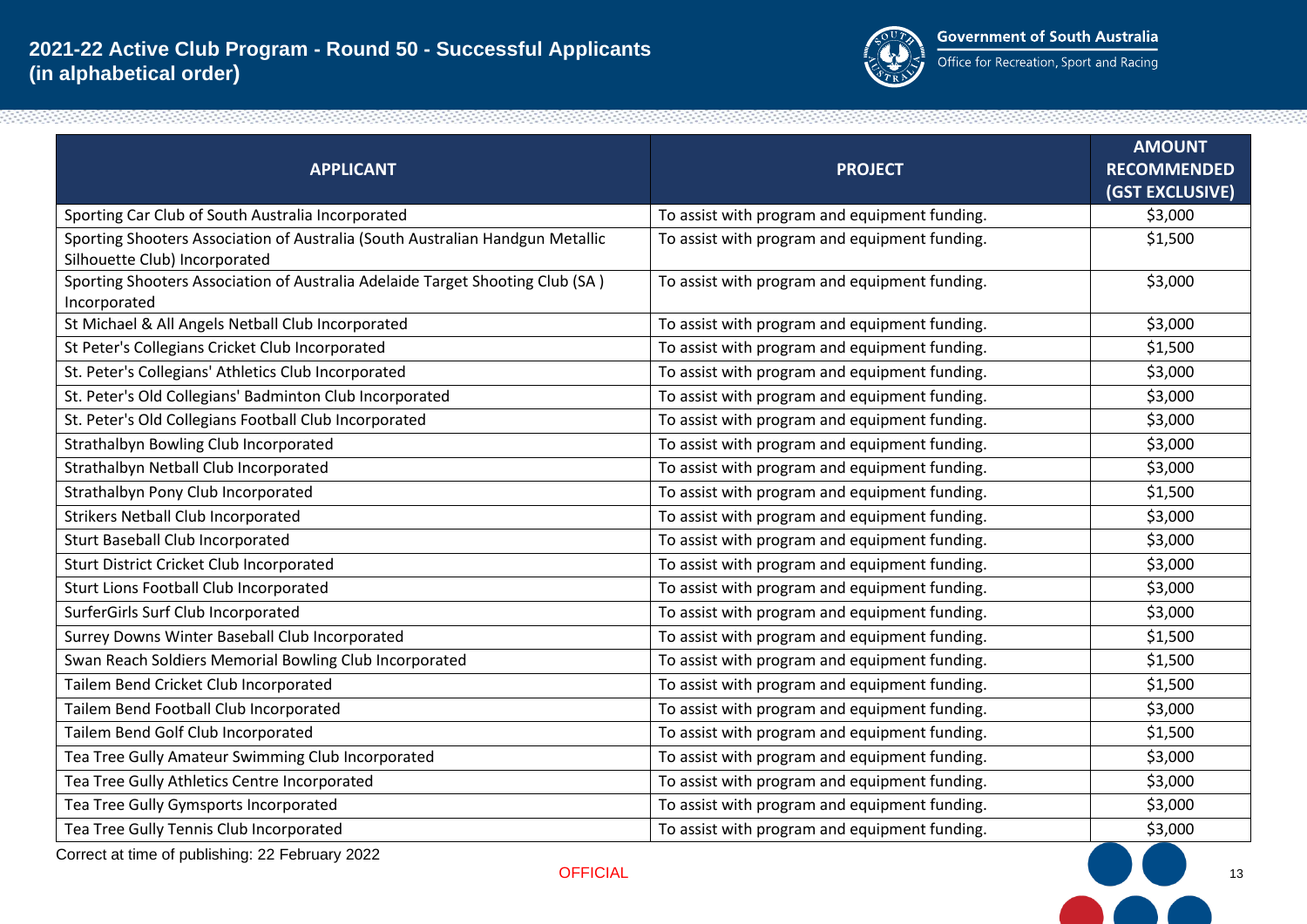# 2021-22 Active Club Program - Round 50 - Successful Applicants (in alphabetical order)

Government of South Australia
Office for Recreation, Sport and Racing

| APPLICANT | PROJECT | AMOUNT RECOMMENDED (GST EXCLUSIVE) |
|---|---|---|
| Sporting Car Club of South Australia Incorporated | To assist with program and equipment funding. | $3,000 |
| Sporting Shooters Association of Australia (South Australian Handgun Metallic Silhouette Club) Incorporated | To assist with program and equipment funding. | $1,500 |
| Sporting Shooters Association of Australia Adelaide Target Shooting Club (SA ) Incorporated | To assist with program and equipment funding. | $3,000 |
| St Michael & All Angels Netball Club Incorporated | To assist with program and equipment funding. | $3,000 |
| St Peter's Collegians Cricket Club Incorporated | To assist with program and equipment funding. | $1,500 |
| St. Peter's Collegians' Athletics Club Incorporated | To assist with program and equipment funding. | $3,000 |
| St. Peter's Old Collegians' Badminton Club Incorporated | To assist with program and equipment funding. | $3,000 |
| St. Peter's Old Collegians Football Club Incorporated | To assist with program and equipment funding. | $3,000 |
| Strathalbyn Bowling Club Incorporated | To assist with program and equipment funding. | $3,000 |
| Strathalbyn Netball Club Incorporated | To assist with program and equipment funding. | $3,000 |
| Strathalbyn Pony Club Incorporated | To assist with program and equipment funding. | $1,500 |
| Strikers Netball Club Incorporated | To assist with program and equipment funding. | $3,000 |
| Sturt Baseball Club Incorporated | To assist with program and equipment funding. | $3,000 |
| Sturt District Cricket Club Incorporated | To assist with program and equipment funding. | $3,000 |
| Sturt Lions Football Club Incorporated | To assist with program and equipment funding. | $3,000 |
| SurferGirls Surf Club Incorporated | To assist with program and equipment funding. | $3,000 |
| Surrey Downs Winter Baseball Club Incorporated | To assist with program and equipment funding. | $1,500 |
| Swan Reach Soldiers Memorial Bowling Club Incorporated | To assist with program and equipment funding. | $1,500 |
| Tailem Bend Cricket Club Incorporated | To assist with program and equipment funding. | $1,500 |
| Tailem Bend Football Club Incorporated | To assist with program and equipment funding. | $3,000 |
| Tailem Bend Golf Club Incorporated | To assist with program and equipment funding. | $1,500 |
| Tea Tree Gully Amateur Swimming Club Incorporated | To assist with program and equipment funding. | $3,000 |
| Tea Tree Gully Athletics Centre Incorporated | To assist with program and equipment funding. | $3,000 |
| Tea Tree Gully Gymsports Incorporated | To assist with program and equipment funding. | $3,000 |
| Tea Tree Gully Tennis Club Incorporated | To assist with program and equipment funding. | $3,000 |

Correct at time of publishing: 22 February 2022

OFFICIAL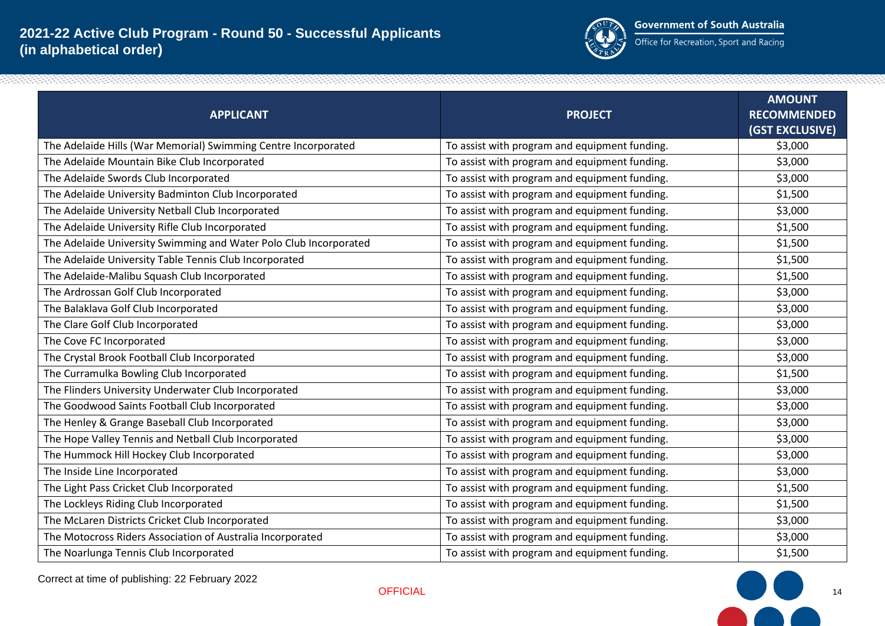## 2021-22 Active Club Program - Round 50 - Successful Applicants (in alphabetical order)

Government of South Australia
Office for Recreation, Sport and Racing

| APPLICANT | PROJECT | AMOUNT RECOMMENDED (GST EXCLUSIVE) |
|---|---|---|
| The Adelaide Hills (War Memorial) Swimming Centre Incorporated | To assist with program and equipment funding. | $3,000 |
| The Adelaide Mountain Bike Club Incorporated | To assist with program and equipment funding. | $3,000 |
| The Adelaide Swords Club Incorporated | To assist with program and equipment funding. | $3,000 |
| The Adelaide University Badminton Club Incorporated | To assist with program and equipment funding. | $1,500 |
| The Adelaide University Netball Club Incorporated | To assist with program and equipment funding. | $3,000 |
| The Adelaide University Rifle Club Incorporated | To assist with program and equipment funding. | $1,500 |
| The Adelaide University Swimming and Water Polo Club Incorporated | To assist with program and equipment funding. | $1,500 |
| The Adelaide University Table Tennis Club Incorporated | To assist with program and equipment funding. | $1,500 |
| The Adelaide-Malibu Squash Club Incorporated | To assist with program and equipment funding. | $1,500 |
| The Ardrossan Golf Club Incorporated | To assist with program and equipment funding. | $3,000 |
| The Balaklava Golf Club Incorporated | To assist with program and equipment funding. | $3,000 |
| The Clare Golf Club Incorporated | To assist with program and equipment funding. | $3,000 |
| The Cove FC Incorporated | To assist with program and equipment funding. | $3,000 |
| The Crystal Brook Football Club Incorporated | To assist with program and equipment funding. | $3,000 |
| The Curramulka Bowling Club Incorporated | To assist with program and equipment funding. | $1,500 |
| The Flinders University Underwater Club Incorporated | To assist with program and equipment funding. | $3,000 |
| The Goodwood Saints Football Club Incorporated | To assist with program and equipment funding. | $3,000 |
| The Henley & Grange Baseball Club Incorporated | To assist with program and equipment funding. | $3,000 |
| The Hope Valley Tennis and Netball Club Incorporated | To assist with program and equipment funding. | $3,000 |
| The Hummock Hill Hockey Club Incorporated | To assist with program and equipment funding. | $3,000 |
| The Inside Line Incorporated | To assist with program and equipment funding. | $3,000 |
| The Light Pass Cricket Club Incorporated | To assist with program and equipment funding. | $1,500 |
| The Lockleys Riding Club Incorporated | To assist with program and equipment funding. | $1,500 |
| The McLaren Districts Cricket Club Incorporated | To assist with program and equipment funding. | $3,000 |
| The Motocross Riders Association of Australia Incorporated | To assist with program and equipment funding. | $3,000 |
| The Noarlunga Tennis Club Incorporated | To assist with program and equipment funding. | $1,500 |

Correct at time of publishing: 22 February 2022

OFFICIAL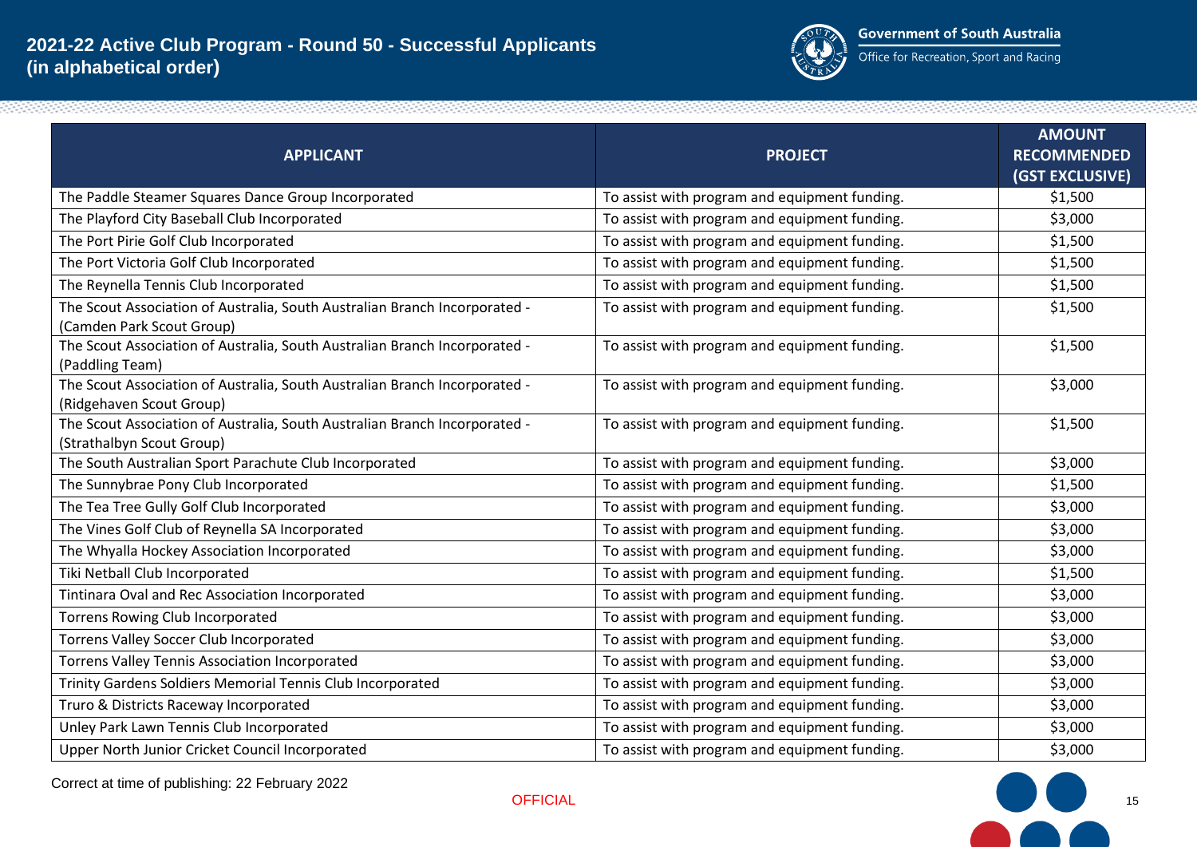# 2021-22 Active Club Program - Round 50 - Successful Applicants (in alphabetical order)

| APPLICANT | PROJECT | AMOUNT RECOMMENDED (GST EXCLUSIVE) |
|---|---|---|
| The Paddle Steamer Squares Dance Group Incorporated | To assist with program and equipment funding. | $1,500 |
| The Playford City Baseball Club Incorporated | To assist with program and equipment funding. | $3,000 |
| The Port Pirie Golf Club Incorporated | To assist with program and equipment funding. | $1,500 |
| The Port Victoria Golf Club Incorporated | To assist with program and equipment funding. | $1,500 |
| The Reynella Tennis Club Incorporated | To assist with program and equipment funding. | $1,500 |
| The Scout Association of Australia, South Australian Branch Incorporated - (Camden Park Scout Group) | To assist with program and equipment funding. | $1,500 |
| The Scout Association of Australia, South Australian Branch Incorporated - (Paddling Team) | To assist with program and equipment funding. | $1,500 |
| The Scout Association of Australia, South Australian Branch Incorporated - (Ridgehaven Scout Group) | To assist with program and equipment funding. | $3,000 |
| The Scout Association of Australia, South Australian Branch Incorporated - (Strathalbyn Scout Group) | To assist with program and equipment funding. | $1,500 |
| The South Australian Sport Parachute Club Incorporated | To assist with program and equipment funding. | $3,000 |
| The Sunnybrae Pony Club Incorporated | To assist with program and equipment funding. | $1,500 |
| The Tea Tree Gully Golf Club Incorporated | To assist with program and equipment funding. | $3,000 |
| The Vines Golf Club of Reynella SA Incorporated | To assist with program and equipment funding. | $3,000 |
| The Whyalla Hockey Association Incorporated | To assist with program and equipment funding. | $3,000 |
| Tiki Netball Club Incorporated | To assist with program and equipment funding. | $1,500 |
| Tintinara Oval and Rec Association Incorporated | To assist with program and equipment funding. | $3,000 |
| Torrens Rowing Club Incorporated | To assist with program and equipment funding. | $3,000 |
| Torrens Valley Soccer Club Incorporated | To assist with program and equipment funding. | $3,000 |
| Torrens Valley Tennis Association Incorporated | To assist with program and equipment funding. | $3,000 |
| Trinity Gardens Soldiers Memorial Tennis Club Incorporated | To assist with program and equipment funding. | $3,000 |
| Truro & Districts Raceway Incorporated | To assist with program and equipment funding. | $3,000 |
| Unley Park Lawn Tennis Club Incorporated | To assist with program and equipment funding. | $3,000 |
| Upper North Junior Cricket Council Incorporated | To assist with program and equipment funding. | $3,000 |

Correct at time of publishing: 22 February 2022

OFFICIAL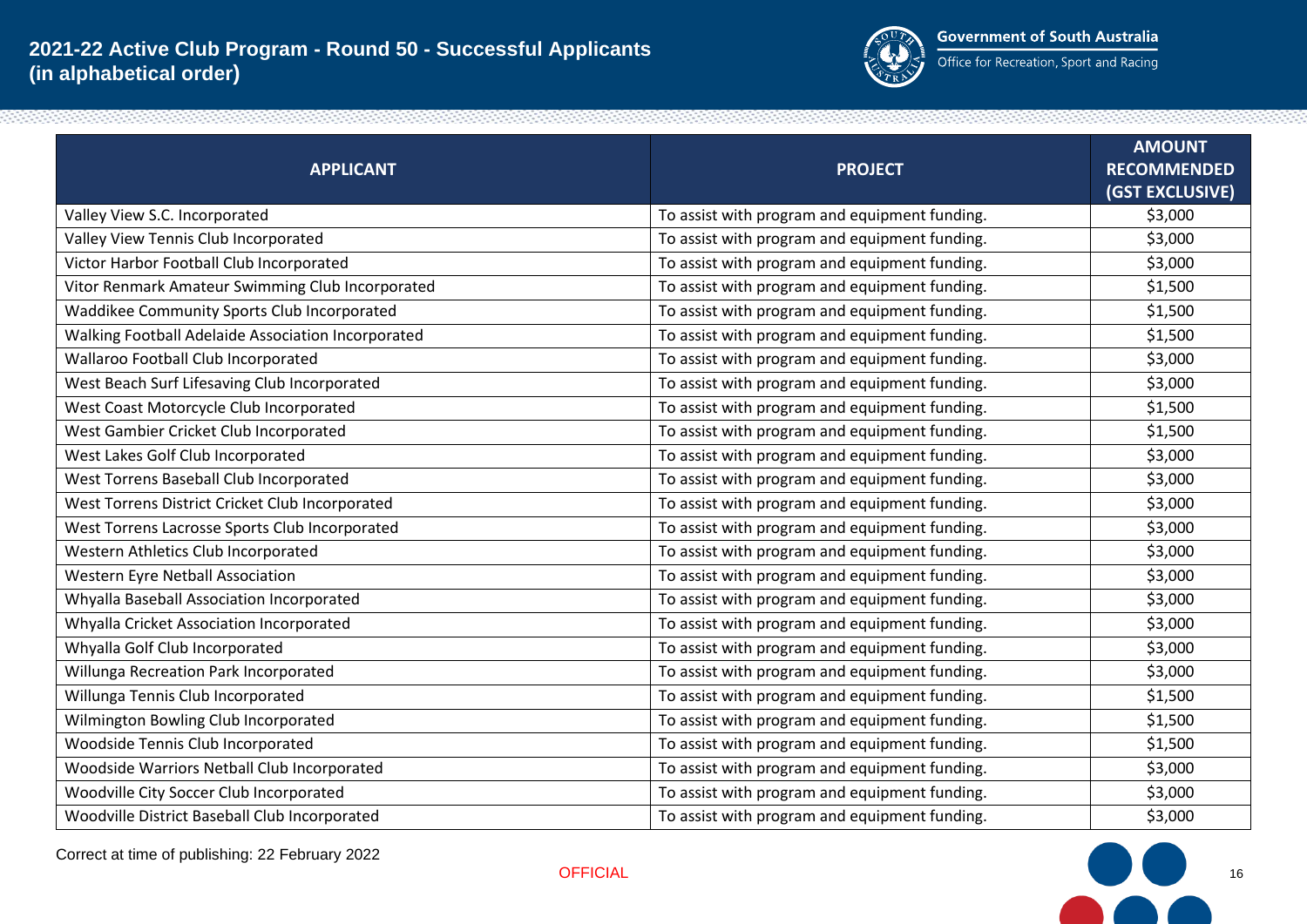# 2021-22 Active Club Program - Round 50 - Successful Applicants (in alphabetical order)

Government of South Australia
Office for Recreation, Sport and Racing

| APPLICANT | PROJECT | AMOUNT RECOMMENDED (GST EXCLUSIVE) |
|---|---|---|
| Valley View S.C. Incorporated | To assist with program and equipment funding. | $3,000 |
| Valley View Tennis Club Incorporated | To assist with program and equipment funding. | $3,000 |
| Victor Harbor Football Club Incorporated | To assist with program and equipment funding. | $3,000 |
| Vitor Renmark Amateur Swimming Club Incorporated | To assist with program and equipment funding. | $1,500 |
| Waddikee Community Sports Club Incorporated | To assist with program and equipment funding. | $1,500 |
| Walking Football Adelaide Association Incorporated | To assist with program and equipment funding. | $1,500 |
| Wallaroo Football Club Incorporated | To assist with program and equipment funding. | $3,000 |
| West Beach Surf Lifesaving Club Incorporated | To assist with program and equipment funding. | $3,000 |
| West Coast Motorcycle Club Incorporated | To assist with program and equipment funding. | $1,500 |
| West Gambier Cricket Club Incorporated | To assist with program and equipment funding. | $1,500 |
| West Lakes Golf Club Incorporated | To assist with program and equipment funding. | $3,000 |
| West Torrens Baseball Club Incorporated | To assist with program and equipment funding. | $3,000 |
| West Torrens District Cricket Club Incorporated | To assist with program and equipment funding. | $3,000 |
| West Torrens Lacrosse Sports Club Incorporated | To assist with program and equipment funding. | $3,000 |
| Western Athletics Club Incorporated | To assist with program and equipment funding. | $3,000 |
| Western Eyre Netball Association | To assist with program and equipment funding. | $3,000 |
| Whyalla Baseball Association Incorporated | To assist with program and equipment funding. | $3,000 |
| Whyalla Cricket Association Incorporated | To assist with program and equipment funding. | $3,000 |
| Whyalla Golf Club Incorporated | To assist with program and equipment funding. | $3,000 |
| Willunga Recreation Park Incorporated | To assist with program and equipment funding. | $3,000 |
| Willunga Tennis Club Incorporated | To assist with program and equipment funding. | $1,500 |
| Wilmington Bowling Club Incorporated | To assist with program and equipment funding. | $1,500 |
| Woodside Tennis Club Incorporated | To assist with program and equipment funding. | $1,500 |
| Woodside Warriors Netball Club Incorporated | To assist with program and equipment funding. | $3,000 |
| Woodville City Soccer Club Incorporated | To assist with program and equipment funding. | $3,000 |
| Woodville District Baseball Club Incorporated | To assist with program and equipment funding. | $3,000 |

Correct at time of publishing: 22 February 2022

OFFICIAL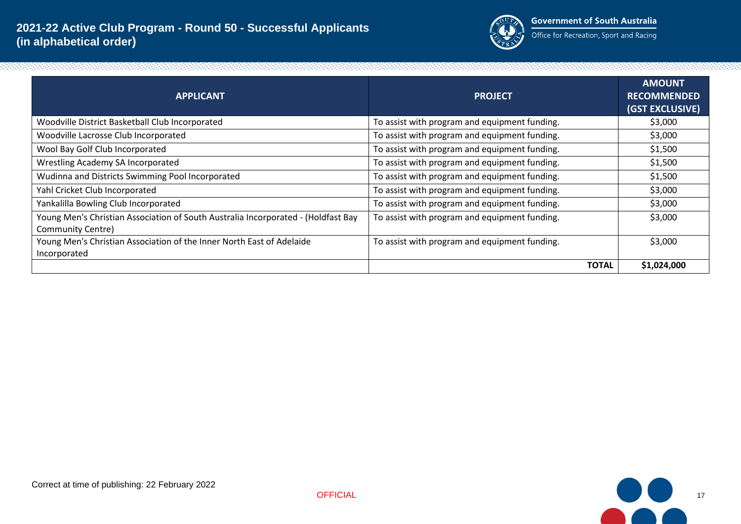# 2021-22 Active Club Program - Round 50 - Successful Applicants (in alphabetical order)

Government of South Australia
Office for Recreation, Sport and Racing

| APPLICANT | PROJECT | AMOUNT RECOMMENDED (GST EXCLUSIVE) |
|---|---|---|
| Woodville District Basketball Club Incorporated | To assist with program and equipment funding. | $3,000 |
| Woodville Lacrosse Club Incorporated | To assist with program and equipment funding. | $3,000 |
| Wool Bay Golf Club Incorporated | To assist with program and equipment funding. | $1,500 |
| Wrestling Academy SA Incorporated | To assist with program and equipment funding. | $1,500 |
| Wudinna and Districts Swimming Pool Incorporated | To assist with program and equipment funding. | $1,500 |
| Yahl Cricket Club Incorporated | To assist with program and equipment funding. | $3,000 |
| Yankalilla Bowling Club Incorporated | To assist with program and equipment funding. | $3,000 |
| Young Men's Christian Association of South Australia Incorporated - (Holdfast Bay Community Centre) | To assist with program and equipment funding. | $3,000 |
| Young Men's Christian Association of the Inner North East of Adelaide Incorporated | To assist with program and equipment funding. | $3,000 |
| | **TOTAL** | **$1,024,000** |

Correct at time of publishing: 22 February 2022

OFFICIAL